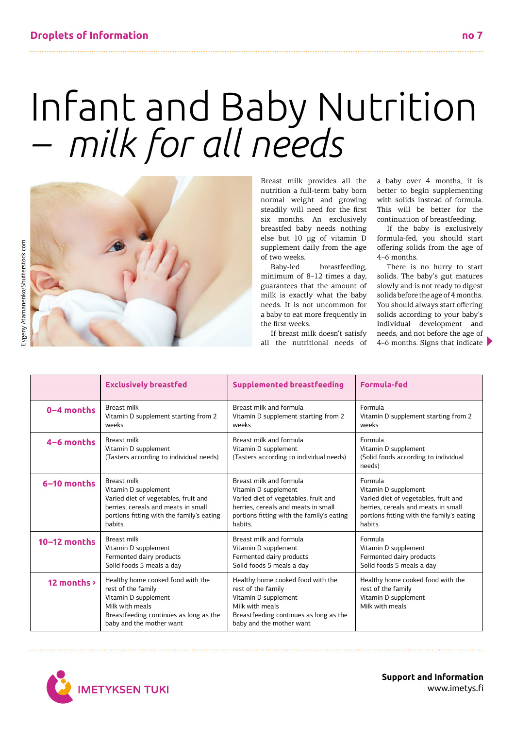Droplets of Information no 7

# Infant and Baby Nutrition – *milk for all needs*

Evgeny Atamanenko/Shutterstock.com

Breast milk provides all the nutrition a full-term baby born normal weight and growing steadily will need for the first six months. An exclusively breastfed baby needs nothing else but 10 µg of vitamin D supplement daily from the age of two weeks.

Baby-led breastfeeding, minimum of 8–12 times a day, guarantees that the amount of milk is exactly what the baby needs. It is not uncommon for a baby to eat more frequently in the first weeks.

If breast milk doesn't satisfy all the nutritional needs of a baby over 4 months, it is better to begin supplementing with solids instead of formula. This will be better for the continuation of breastfeeding.

If the baby is exclusively formula-fed, you should start offering solids from the age of 4–6 months.

There is no hurry to start solids. The baby's gut matures slowly and is not ready to digest solids before the age of 4 months. You should always start offering solids according to your baby's individual development and needs, and not before the age of 4–6 months. Signs that indicate

| | Exclusively breastfed | Supplemented breastfeeding | Formula-fed |
|---|---|---|---|
| **0–4 months** | Breast milk<br>Vitamin D supplement starting from 2 weeks | Breast milk and formula<br>Vitamin D supplement starting from 2 weeks | Formula<br>Vitamin D supplement starting from 2 weeks |
| **4–6 months** | Breast milk<br>Vitamin D supplement<br>(Tasters according to individual needs) | Breast milk and formula<br>Vitamin D supplement<br>(Tasters according to individual needs) | Formula<br>Vitamin D supplement<br>(Solid foods according to individual needs) |
| **6–10 months** | Breast milk<br>Vitamin D supplement<br>Varied diet of vegetables, fruit and berries, cereals and meats in small portions fitting with the family's eating habits. | Breast milk and formula<br>Vitamin D supplement<br>Varied diet of vegetables, fruit and berries, cereals and meats in small portions fitting with the family's eating habits. | Formula<br>Vitamin D supplement<br>Varied diet of vegetables, fruit and berries, cereals and meats in small portions fitting with the family's eating habits. |
| **10–12 months** | Breast milk<br>Vitamin D supplement<br>Fermented dairy products<br>Solid foods 5 meals a day | Breast milk and formula<br>Vitamin D supplement<br>Fermented dairy products<br>Solid foods 5 meals a day | Formula<br>Vitamin D supplement<br>Fermented dairy products<br>Solid foods 5 meals a day |
| **12 months ›** | Healthy home cooked food with the rest of the family<br>Vitamin D supplement<br>Milk with meals<br>Breastfeeding continues as long as the baby and the mother want | Healthy home cooked food with the rest of the family<br>Vitamin D supplement<br>Milk with meals<br>Breastfeeding continues as long as the baby and the mother want | Healthy home cooked food with the rest of the family<br>Vitamin D supplement<br>Milk with meals |

IMETYKSEN TUKI

**Support and Information**
www.imetys.fi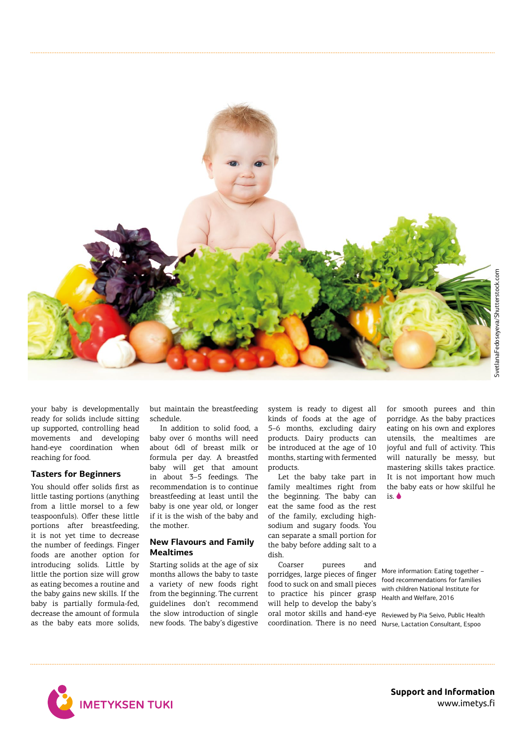your baby is developmentally ready for solids include sitting up supported, controlling head movements and developing hand-eye coordination when reaching for food.

### Tasters for Beginners

You should offer solids first as little tasting portions (anything from a little morsel to a few teaspoonfuls). Offer these little portions after breastfeeding, it is not yet time to decrease the number of feedings. Finger foods are another option for introducing solids. Little by little the portion size will grow as eating becomes a routine and the baby gains new skills. If the baby is partially formula-fed, decrease the amount of formula as the baby eats more solids, but maintain the breastfeeding schedule.

In addition to solid food, a baby over 6 months will need about 6dl of breast milk or formula per day. A breastfed baby will get that amount in about 3–5 feedings. The recommendation is to continue breastfeeding at least until the baby is one year old, or longer if it is the wish of the baby and the mother.

### New Flavours and Family Mealtimes

Starting solids at the age of six months allows the baby to taste a variety of new foods right from the beginning. The current guidelines don't recommend the slow introduction of single new foods. The baby's digestive system is ready to digest all kinds of foods at the age of 5–6 months, excluding dairy products. Dairy products can be introduced at the age of 10 months, starting with fermented products.

Let the baby take part in family mealtimes right from the beginning. The baby can eat the same food as the rest of the family, excluding high-sodium and sugary foods. You can separate a small portion for the baby before adding salt to a dish.

Coarser purees and porridges, large pieces of finger food to suck on and small pieces to practice his pincer grasp will help to develop the baby's oral motor skills and hand-eye coordination. There is no need for smooth purees and thin porridge. As the baby practices eating on his own and explores utensils, the mealtimes are joyful and full of activity. This will naturally be messy, but mastering skills takes practice. It is not important how much the baby eats or how skilful he is.

More information: Eating together – food recommendations for families with children National Institute for Health and Welfare, 2016

Reviewed by Pia Seivo, Public Health Nurse, Lactation Consultant, Espoo

SvetlanaFedoseyeva/Shutterstock.com

IMETYKSEN TUKI

**Support and Information**
www.imetys.fi